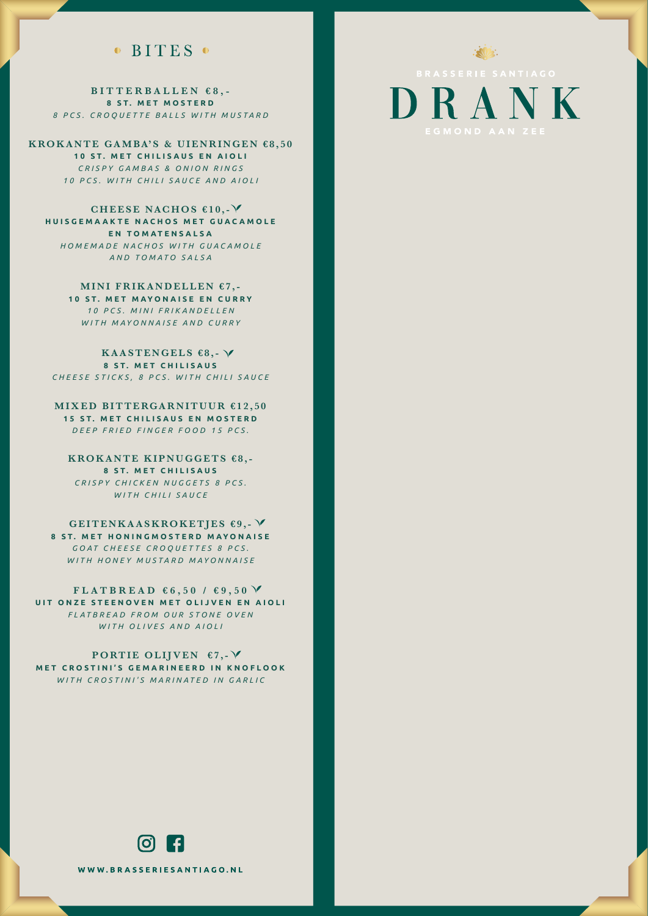## BITES

**BITTERBALLEN €8,-**
**8 ST. MET MOSTERD**
*8 PCS. CROQUETTE BALLS WITH MUSTARD*

**KROKANTE GAMBA'S & UIENRINGEN €8,50**
**10 ST. MET CHILISAUS EN AIOLI**
*CRISPY GAMBAS & ONION RINGS*
*10 PCS. WITH CHILI SAUCE AND AIOLI*

**CHEESE NACHOS €10,-**
**HUISGEMAAKTE NACHOS MET GUACAMOLE EN TOMATENSALSA**
*HOMEMADE NACHOS WITH GUACAMOLE AND TOMATO SALSA*

**MINI FRIKANDELLEN €7,-**
**10 ST. MET MAYONAISE EN CURRY**
*10 PCS. MINI FRIKANDELLEN WITH MAYONNAISE AND CURRY*

**KAASTENGELS €8,-**
**8 ST. MET CHILISAUS**
*CHEESE STICKS, 8 PCS. WITH CHILI SAUCE*

**MIXED BITTERGARNITUUR €12,50**
**15 ST. MET CHILISAUS EN MOSTERD**
*DEEP FRIED FINGER FOOD 15 PCS.*

**KROKANTE KIPNUGGETS €8,-**
**8 ST. MET CHILISAUS**
*CRISPY CHICKEN NUGGETS 8 PCS. WITH CHILI SAUCE*

**GEITENKAASKROKETJES €9,-**
**8 ST. MET HONINGMOSTERD MAYONAISE**
*GOAT CHEESE CROQUETTES 8 PCS. WITH HONEY MUSTARD MAYONNAISE*

**FLATBREAD €6,50 / €9,50**
**UIT ONZE STEENOVEN MET OLIJVEN EN AIOLI**
*FLATBREAD FROM OUR STONE OVEN WITH OLIVES AND AIOLI*

**PORTIE OLIJVEN €7,-**
**MET CROSTINI'S GEMARINEERD IN KNOFLOOK**
*WITH CROSTINI'S MARINATED IN GARLIC*

WWW.BRASSERIESANTIAGO.NL

BRASSERIE SANTIAGO

# DRANK

EGMOND AAN ZEE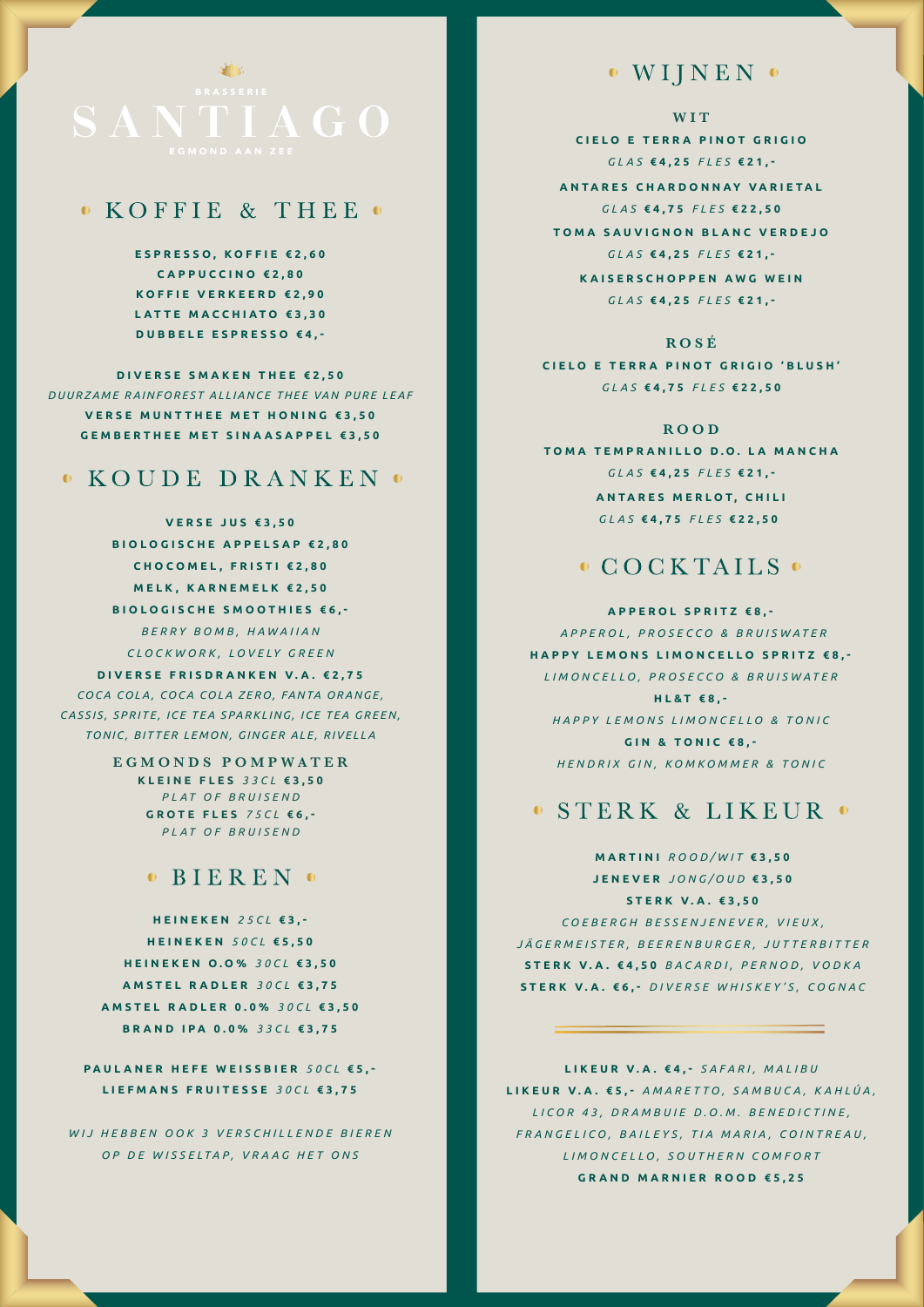BRASSERIE

# SANTIAGO

EGMOND AAN ZEE

## KOFFIE & THEE

**ESPRESSO, KOFFIE €2,60**
**CAPPUCCINO €2,80**
**KOFFIE VERKEERD €2,90**
**LATTE MACCHIATO €3,30**
**DUBBELE ESPRESSO €4,-**

**DIVERSE SMAKEN THEE €2,50**
*DUURZAME RAINFOREST ALLIANCE THEE VAN PURE LEAF*
**VERSE MUNTTHEE MET HONING €3,50**
**GEMBERTHEE MET SINAASAPPEL €3,50**

## KOUDE DRANKEN

**VERSE JUS €3,50**
**BIOLOGISCHE APPELSAP €2,80**
**CHOCOMEL, FRISTI €2,80**
**MELK, KARNEMELK €2,50**
**BIOLOGISCHE SMOOTHIES €6,-**
*BERRY BOMB, HAWAIIAN*
*CLOCKWORK, LOVELY GREEN*
**DIVERSE FRISDRANKEN V.A. €2,75**
*COCA COLA, COCA COLA ZERO, FANTA ORANGE, CASSIS, SPRITE, ICE TEA SPARKLING, ICE TEA GREEN, TONIC, BITTER LEMON, GINGER ALE, RIVELLA*

**EGMONDS POMPWATER**
**KLEINE FLES** *33CL* **€3,50**
*PLAT OF BRUISEND*
**GROTE FLES** *75CL* **€6,-**
*PLAT OF BRUISEND*

## BIEREN

**HEINEKEN** *25CL* **€3,-**
**HEINEKEN** *50CL* **€5,50**
**HEINEKEN 0.0%** *30CL* **€3,50**
**AMSTEL RADLER** *30CL* **€3,75**
**AMSTEL RADLER 0.0%** *30CL* **€3,50**
**BRAND IPA 0.0%** *33CL* **€3,75**

**PAULANER HEFE WEISSBIER** *50CL* **€5,-**
**LIEFMANS FRUITESSE** *30CL* **€3,75**

*WIJ HEBBEN OOK 3 VERSCHILLENDE BIEREN OP DE WISSELTAP, VRAAG HET ONS*

## WIJNEN

### WIT

**CIELO E TERRA PINOT GRIGIO**
*GLAS* **€4,25** *FLES* **€21,-**
**ANTARES CHARDONNAY VARIETAL**
*GLAS* **€4,75** *FLES* **€22,50**
**TOMA SAUVIGNON BLANC VERDEJO**
*GLAS* **€4,25** *FLES* **€21,-**
**KAISERSCHOPPEN AWG WEIN**
*GLAS* **€4,25** *FLES* **€21,-**

### ROSÉ

**CIELO E TERRA PINOT GRIGIO 'BLUSH'**
*GLAS* **€4,75** *FLES* **€22,50**

### ROOD

**TOMA TEMPRANILLO D.O. LA MANCHA**
*GLAS* **€4,25** *FLES* **€21,-**
**ANTARES MERLOT, CHILI**
*GLAS* **€4,75** *FLES* **€22,50**

## COCKTAILS

**APPEROL SPRITZ €8,-**
*APPEROL, PROSECCO & BRUISWATER*
**HAPPY LEMONS LIMONCELLO SPRITZ €8,-**
*LIMONCELLO, PROSECCO & BRUISWATER*
**HL&T €8,-**
*HAPPY LEMONS LIMONCELLO & TONIC*
**GIN & TONIC €8,-**
*HENDRIX GIN, KOMKOMMER & TONIC*

## STERK & LIKEUR

**MARTINI** *ROOD/WIT* **€3,50**
**JENEVER** *JONG/OUD* **€3,50**
**STERK V.A. €3,50**
*COEBERGH BESSENJENEVER, VIEUX, JÄGERMEISTER, BEERENBURGER, JUTTERBITTER*
**STERK V.A. €4,50** *BACARDI, PERNOD, VODKA*
**STERK V.A. €6,-** *DIVERSE WHISKEY'S, COGNAC*

**LIKEUR V.A. €4,-** *SAFARI, MALIBU*
**LIKEUR V.A. €5,-** *AMARETTO, SAMBUCA, KAHLÚA, LICOR 43, DRAMBUIE D.O.M. BENEDICTINE, FRANGELICO, BAILEYS, TIA MARIA, COINTREAU, LIMONCELLO, SOUTHERN COMFORT*
**GRAND MARNIER ROOD €5,25**